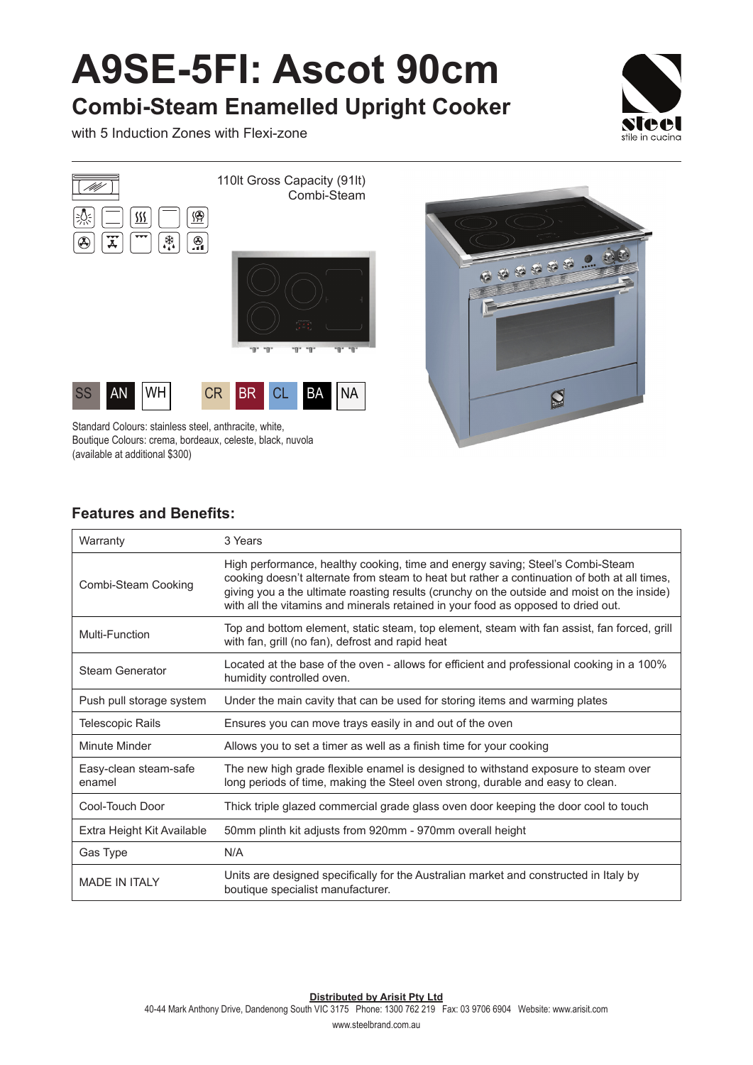# A9SE-5FI: Ascot 90cm

## Combi-Steam Enamelled Upright Cooker

with 5 Induction Zones with Flexi-zone

steel
stile in cucina

110lt Gross Capacity (91lt)
Combi-Steam

SS AN WH CR BR CL BA NA

Standard Colours: stainless steel, anthracite, white,
Boutique Colours: crema, bordeaux, celeste, black, nuvola
(available at additional $300)

### Features and Benefits:

| | |
|---|---|
| Warranty | 3 Years |
| Combi-Steam Cooking | High performance, healthy cooking, time and energy saving; Steel's Combi-Steam cooking doesn't alternate from steam to heat but rather a continuation of both at all times, giving you a the ultimate roasting results (crunchy on the outside and moist on the inside) with all the vitamins and minerals retained in your food as opposed to dried out. |
| Multi-Function | Top and bottom element, static steam, top element, steam with fan assist, fan forced, grill with fan, grill (no fan), defrost and rapid heat |
| Steam Generator | Located at the base of the oven - allows for efficient and professional cooking in a 100% humidity controlled oven. |
| Push pull storage system | Under the main cavity that can be used for storing items and warming plates |
| Telescopic Rails | Ensures you can move trays easily in and out of the oven |
| Minute Minder | Allows you to set a timer as well as a finish time for your cooking |
| Easy-clean steam-safe enamel | The new high grade flexible enamel is designed to withstand exposure to steam over long periods of time, making the Steel oven strong, durable and easy to clean. |
| Cool-Touch Door | Thick triple glazed commercial grade glass oven door keeping the door cool to touch |
| Extra Height Kit Available | 50mm plinth kit adjusts from 920mm - 970mm overall height |
| Gas Type | N/A |
| MADE IN ITALY | Units are designed specifically for the Australian market and constructed in Italy by boutique specialist manufacturer. |

**Distributed by Arisit Pty Ltd**
40-44 Mark Anthony Drive, Dandenong South VIC 3175 Phone: 1300 762 219 Fax: 03 9706 6904 Website: www.arisit.com
www.steelbrand.com.au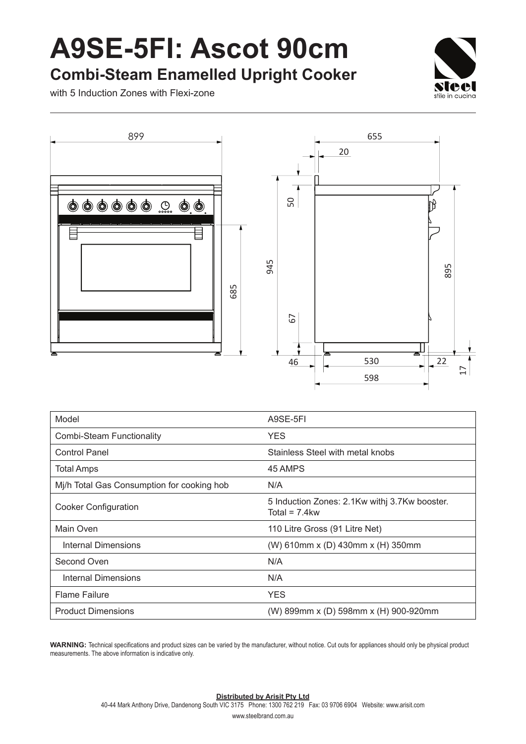# A9SE-5FI: Ascot 90cm

## Combi-Steam Enamelled Upright Cooker

with 5 Induction Zones with Flexi-zone

899

685

655

20

50

945

67

46

530

598

22

895

17

| | |
|---|---|
| Model | A9SE-5FI |
| Combi-Steam Functionality | YES |
| Control Panel | Stainless Steel with metal knobs |
| Total Amps | 45 AMPS |
| Mj/h Total Gas Consumption for cooking hob | N/A |
| Cooker Configuration | 5 Induction Zones: 2.1Kw withj 3.7Kw booster. Total = 7.4kw |
| Main Oven | 110 Litre Gross (91 Litre Net) |
| Internal Dimensions | (W) 610mm x (D) 430mm x (H) 350mm |
| Second Oven | N/A |
| Internal Dimensions | N/A |
| Flame Failure | YES |
| Product Dimensions | (W) 899mm x (D) 598mm x (H) 900-920mm |

**WARNING:** Technical specifications and product sizes can be varied by the manufacturer, without notice. Cut outs for appliances should only be physical product measurements. The above information is indicative only.

**Distributed by Arisit Pty Ltd**
40-44 Mark Anthony Drive, Dandenong South VIC 3175 Phone: 1300 762 219 Fax: 03 9706 6904 Website: www.arisit.com
www.steelbrand.com.au